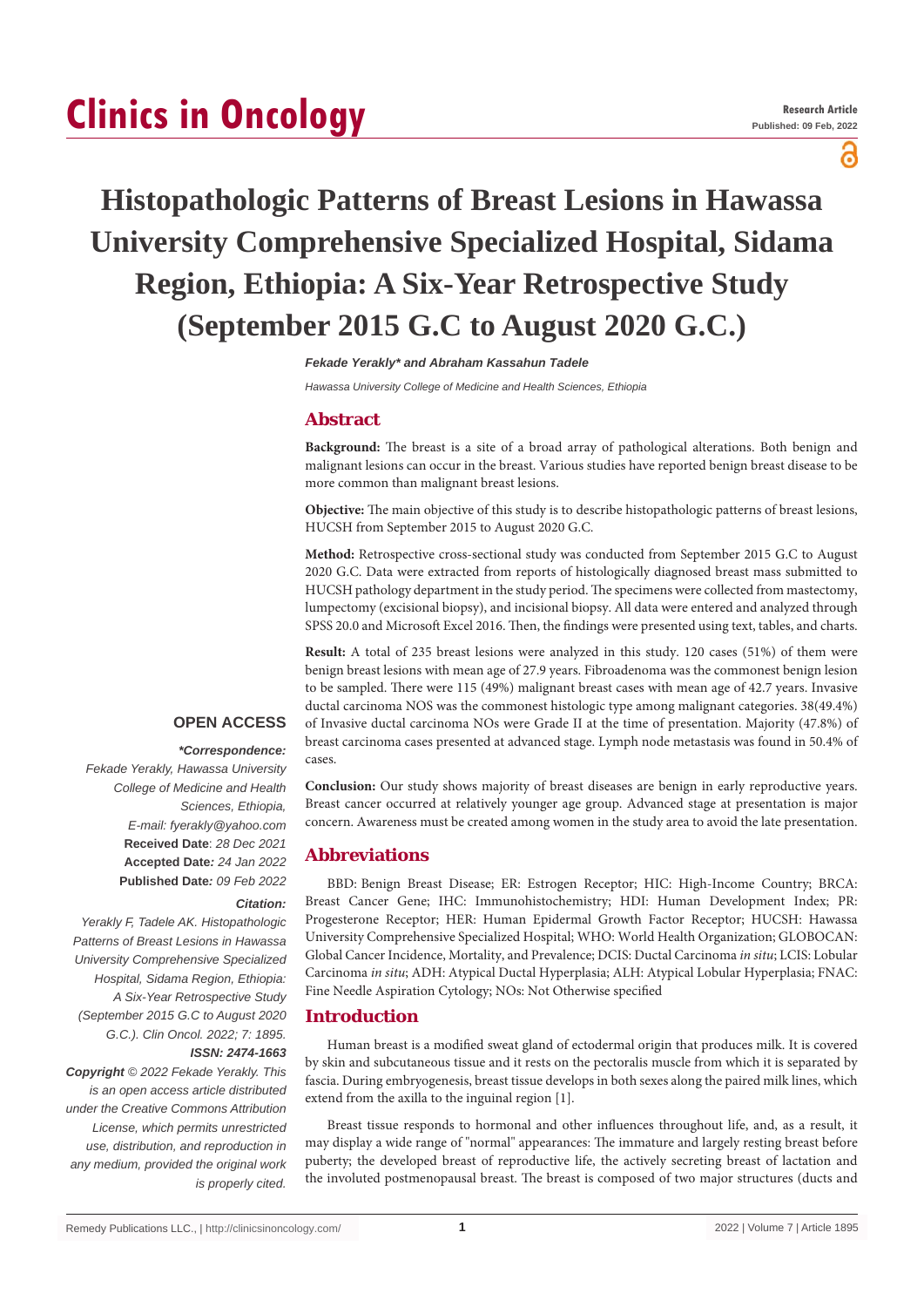Research Article

Published: 09 Feb, 2022

# Histopathologic Patterns of Breast Lesions in Hawassa University Comprehensive Specialized Hospital, Sidama Region, Ethiopia: A Six-Year Retrospective Study (September 2015 G.C to August 2020 G.C.)

***Fekade Yerakly\* and Abraham Kassahun Tadele***

*Hawassa University College of Medicine and Health Sciences, Ethiopia*

## Abstract

**Background:** The breast is a site of a broad array of pathological alterations. Both benign and malignant lesions can occur in the breast. Various studies have reported benign breast disease to be more common than malignant breast lesions.

**Objective:** The main objective of this study is to describe histopathologic patterns of breast lesions, HUCSH from September 2015 to August 2020 G.C.

**Method:** Retrospective cross-sectional study was conducted from September 2015 G.C to August 2020 G.C. Data were extracted from reports of histologically diagnosed breast mass submitted to HUCSH pathology department in the study period. The specimens were collected from mastectomy, lumpectomy (excisional biopsy), and incisional biopsy. All data were entered and analyzed through SPSS 20.0 and Microsoft Excel 2016. Then, the findings were presented using text, tables, and charts.

**Result:** A total of 235 breast lesions were analyzed in this study. 120 cases (51%) of them were benign breast lesions with mean age of 27.9 years. Fibroadenoma was the commonest benign lesion to be sampled. There were 115 (49%) malignant breast cases with mean age of 42.7 years. Invasive ductal carcinoma NOS was the commonest histologic type among malignant categories. 38(49.4%) of Invasive ductal carcinoma NOs were Grade II at the time of presentation. Majority (47.8%) of breast carcinoma cases presented at advanced stage. Lymph node metastasis was found in 50.4% of cases.

**Conclusion:** Our study shows majority of breast diseases are benign in early reproductive years. Breast cancer occurred at relatively younger age group. Advanced stage at presentation is major concern. Awareness must be created among women in the study area to avoid the late presentation.

**OPEN ACCESS**

***\*Correspondence:***

*Fekade Yerakly, Hawassa University College of Medicine and Health Sciences, Ethiopia,*

*E-mail: fyerakly@yahoo.com*

**Received Date**: *28 Dec 2021*

**Accepted Date***: 24 Jan 2022*

**Published Date***: 09 Feb 2022*

***Citation:***

*Yerakly F, Tadele AK. Histopathologic Patterns of Breast Lesions in Hawassa University Comprehensive Specialized Hospital, Sidama Region, Ethiopia: A Six-Year Retrospective Study (September 2015 G.C to August 2020 G.C.). Clin Oncol. 2022; 7: 1895.*

***ISSN: 2474-1663***

***Copyright** © 2022 Fekade Yerakly. This is an open access article distributed under the Creative Commons Attribution License, which permits unrestricted use, distribution, and reproduction in any medium, provided the original work is properly cited.*

## Abbreviations

BBD: Benign Breast Disease; ER: Estrogen Receptor; HIC: High-Income Country; BRCA: Breast Cancer Gene; IHC: Immunohistochemistry; HDI: Human Development Index; PR: Progesterone Receptor; HER: Human Epidermal Growth Factor Receptor; HUCSH: Hawassa University Comprehensive Specialized Hospital; WHO: World Health Organization; GLOBOCAN: Global Cancer Incidence, Mortality, and Prevalence; DCIS: Ductal Carcinoma *in situ*; LCIS: Lobular Carcinoma *in situ*; ADH: Atypical Ductal Hyperplasia; ALH: Atypical Lobular Hyperplasia; FNAC: Fine Needle Aspiration Cytology; NOs: Not Otherwise specified

## Introduction

Human breast is a modified sweat gland of ectodermal origin that produces milk. It is covered by skin and subcutaneous tissue and it rests on the pectoralis muscle from which it is separated by fascia. During embryogenesis, breast tissue develops in both sexes along the paired milk lines, which extend from the axilla to the inguinal region [1].

Breast tissue responds to hormonal and other influences throughout life, and, as a result, it may display a wide range of "normal" appearances: The immature and largely resting breast before puberty; the developed breast of reproductive life, the actively secreting breast of lactation and the involuted postmenopausal breast. The breast is composed of two major structures (ducts and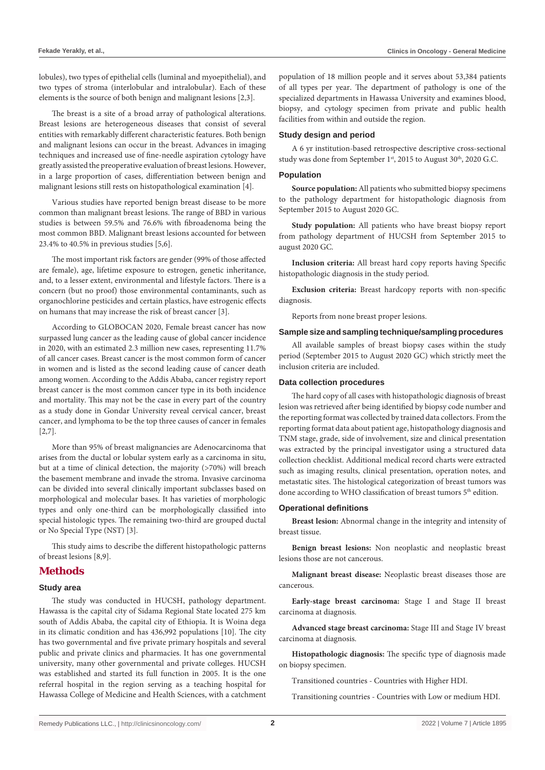lobules), two types of epithelial cells (luminal and myoepithelial), and two types of stroma (interlobular and intralobular). Each of these elements is the source of both benign and malignant lesions [2,3].

The breast is a site of a broad array of pathological alterations. Breast lesions are heterogeneous diseases that consist of several entities with remarkably different characteristic features. Both benign and malignant lesions can occur in the breast. Advances in imaging techniques and increased use of fine-needle aspiration cytology have greatly assisted the preoperative evaluation of breast lesions. However, in a large proportion of cases, differentiation between benign and malignant lesions still rests on histopathological examination [4].

Various studies have reported benign breast disease to be more common than malignant breast lesions. The range of BBD in various studies is between 59.5% and 76.6% with fibroadenoma being the most common BBD. Malignant breast lesions accounted for between 23.4% to 40.5% in previous studies [5,6].

The most important risk factors are gender (99% of those affected are female), age, lifetime exposure to estrogen, genetic inheritance, and, to a lesser extent, environmental and lifestyle factors. There is a concern (but no proof) those environmental contaminants, such as organochlorine pesticides and certain plastics, have estrogenic effects on humans that may increase the risk of breast cancer [3].

According to GLOBOCAN 2020, Female breast cancer has now surpassed lung cancer as the leading cause of global cancer incidence in 2020, with an estimated 2.3 million new cases, representing 11.7% of all cancer cases. Breast cancer is the most common form of cancer in women and is listed as the second leading cause of cancer death among women. According to the Addis Ababa, cancer registry report breast cancer is the most common cancer type in its both incidence and mortality. This may not be the case in every part of the country as a study done in Gondar University reveal cervical cancer, breast cancer, and lymphoma to be the top three causes of cancer in females [2,7].

More than 95% of breast malignancies are Adenocarcinoma that arises from the ductal or lobular system early as a carcinoma in situ, but at a time of clinical detection, the majority (>70%) will breach the basement membrane and invade the stroma. Invasive carcinoma can be divided into several clinically important subclasses based on morphological and molecular bases. It has varieties of morphologic types and only one-third can be morphologically classified into special histologic types. The remaining two-third are grouped ductal or No Special Type (NST) [3].

This study aims to describe the different histopathologic patterns of breast lesions [8,9].

## Methods

### Study area

The study was conducted in HUCSH, pathology department. Hawassa is the capital city of Sidama Regional State located 275 km south of Addis Ababa, the capital city of Ethiopia. It is Woina dega in its climatic condition and has 436,992 populations [10]. The city has two governmental and five private primary hospitals and several public and private clinics and pharmacies. It has one governmental university, many other governmental and private colleges. HUCSH was established and started its full function in 2005. It is the one referral hospital in the region serving as a teaching hospital for Hawassa College of Medicine and Health Sciences, with a catchment population of 18 million people and it serves about 53,384 patients of all types per year. The department of pathology is one of the specialized departments in Hawassa University and examines blood, biopsy, and cytology specimen from private and public health facilities from within and outside the region.

### Study design and period

A 6 yr institution-based retrospective descriptive cross-sectional study was done from September 1st, 2015 to August 30th, 2020 G.C.

### Population

**Source population:** All patients who submitted biopsy specimens to the pathology department for histopathologic diagnosis from September 2015 to August 2020 GC.

**Study population:** All patients who have breast biopsy report from pathology department of HUCSH from September 2015 to august 2020 GC.

**Inclusion criteria:** All breast hard copy reports having Specific histopathologic diagnosis in the study period.

**Exclusion criteria:** Breast hardcopy reports with non-specific diagnosis.

Reports from none breast proper lesions.

### Sample size and sampling technique/sampling procedures

All available samples of breast biopsy cases within the study period (September 2015 to August 2020 GC) which strictly meet the inclusion criteria are included.

### Data collection procedures

The hard copy of all cases with histopathologic diagnosis of breast lesion was retrieved after being identified by biopsy code number and the reporting format was collected by trained data collectors. From the reporting format data about patient age, histopathology diagnosis and TNM stage, grade, side of involvement, size and clinical presentation was extracted by the principal investigator using a structured data collection checklist. Additional medical record charts were extracted such as imaging results, clinical presentation, operation notes, and metastatic sites. The histological categorization of breast tumors was done according to WHO classification of breast tumors 5th edition.

### Operational definitions

**Breast lesion:** Abnormal change in the integrity and intensity of breast tissue.

**Benign breast lesions:** Non neoplastic and neoplastic breast lesions those are not cancerous.

**Malignant breast disease:** Neoplastic breast diseases those are cancerous.

**Early-stage breast carcinoma:** Stage I and Stage II breast carcinoma at diagnosis.

**Advanced stage breast carcinoma:** Stage III and Stage IV breast carcinoma at diagnosis.

**Histopathologic diagnosis:** The specific type of diagnosis made on biopsy specimen.

Transitioned countries - Countries with Higher HDI.

Transitioning countries - Countries with Low or medium HDI.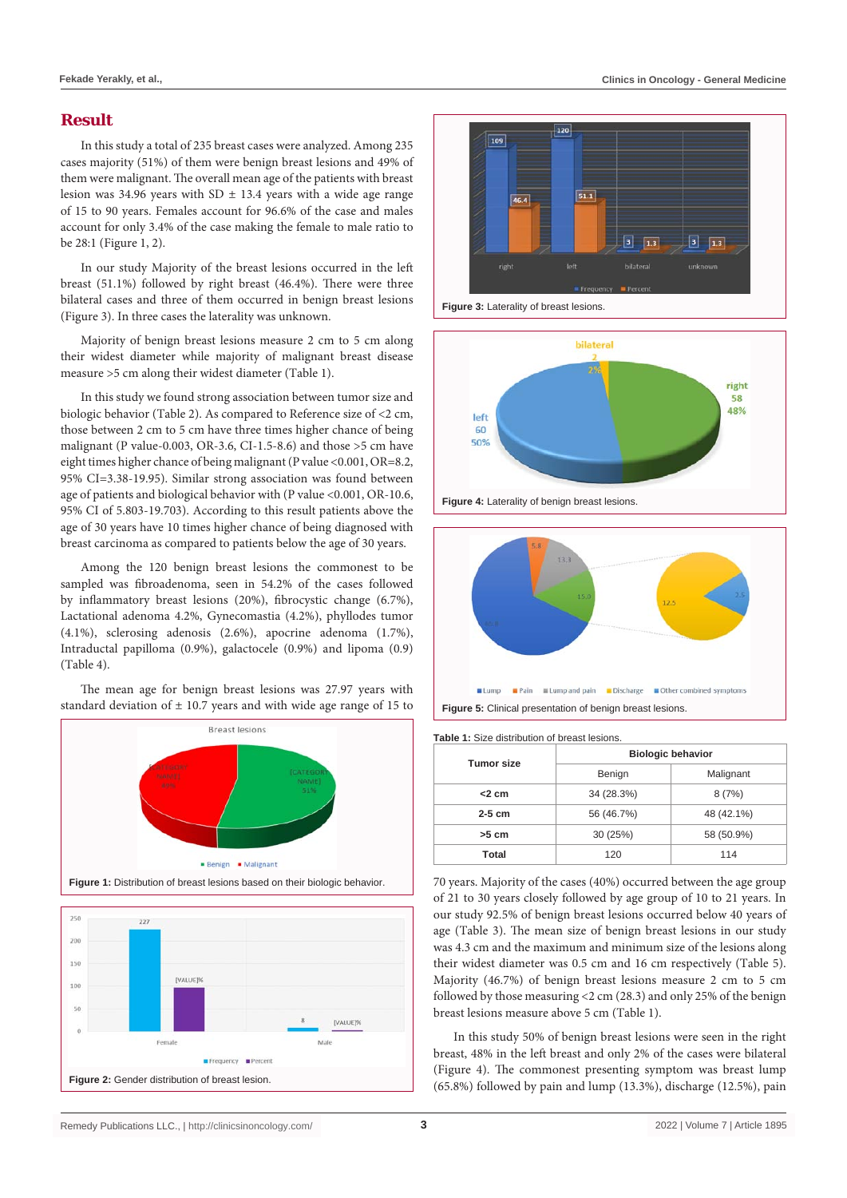## Result

In this study a total of 235 breast cases were analyzed. Among 235 cases majority (51%) of them were benign breast lesions and 49% of them were malignant. The overall mean age of the patients with breast lesion was 34.96 years with SD ± 13.4 years with a wide age range of 15 to 90 years. Females account for 96.6% of the case and males account for only 3.4% of the case making the female to male ratio to be 28:1 (Figure 1, 2).

In our study Majority of the breast lesions occurred in the left breast (51.1%) followed by right breast (46.4%). There were three bilateral cases and three of them occurred in benign breast lesions (Figure 3). In three cases the laterality was unknown.

Majority of benign breast lesions measure 2 cm to 5 cm along their widest diameter while majority of malignant breast disease measure >5 cm along their widest diameter (Table 1).

In this study we found strong association between tumor size and biologic behavior (Table 2). As compared to Reference size of <2 cm, those between 2 cm to 5 cm have three times higher chance of being malignant (P value-0.003, OR-3.6, CI-1.5-8.6) and those >5 cm have eight times higher chance of being malignant (P value <0.001, OR=8.2, 95% CI=3.38-19.95). Similar strong association was found between age of patients and biological behavior with (P value <0.001, OR-10.6, 95% CI of 5.803-19.703). According to this result patients above the age of 30 years have 10 times higher chance of being diagnosed with breast carcinoma as compared to patients below the age of 30 years.

Among the 120 benign breast lesions the commonest to be sampled was fibroadenoma, seen in 54.2% of the cases followed by inflammatory breast lesions (20%), fibrocystic change (6.7%), Lactational adenoma 4.2%, Gynecomastia (4.2%), phyllodes tumor (4.1%), sclerosing adenosis (2.6%), apocrine adenoma (1.7%), Intraductal papilloma (0.9%), galactocele (0.9%) and lipoma (0.9) (Table 4).

The mean age for benign breast lesions was 27.97 years with standard deviation of ± 10.7 years and with wide age range of 15 to 70 years. Majority of the cases (40%) occurred between the age group of 21 to 30 years closely followed by age group of 10 to 21 years. In our study 92.5% of benign breast lesions occurred below 40 years of age (Table 3). The mean size of benign breast lesions in our study was 4.3 cm and the maximum and minimum size of the lesions along their widest diameter was 0.5 cm and 16 cm respectively (Table 5). Majority (46.7%) of benign breast lesions measure 2 cm to 5 cm followed by those measuring <2 cm (28.3) and only 25% of the benign breast lesions measure above 5 cm (Table 1).

In this study 50% of benign breast lesions were seen in the right breast, 48% in the left breast and only 2% of the cases were bilateral (Figure 4). The commonest presenting symptom was breast lump (65.8%) followed by pain and lump (13.3%), discharge (12.5%), pain

**Figure 1:** Distribution of breast lesions based on their biologic behavior.

**Figure 2:** Gender distribution of breast lesion.

**Figure 3:** Laterality of breast lesions.

**Figure 4:** Laterality of benign breast lesions.

**Figure 5:** Clinical presentation of benign breast lesions.

**Table 1:** Size distribution of breast lesions.

| Tumor size | Biologic behavior | |
|---|---|---|
| | Benign | Malignant |
| **<2 cm** | 34 (28.3%) | 8 (7%) |
| **2-5 cm** | 56 (46.7%) | 48 (42.1%) |
| **>5 cm** | 30 (25%) | 58 (50.9%) |
| **Total** | 120 | 114 |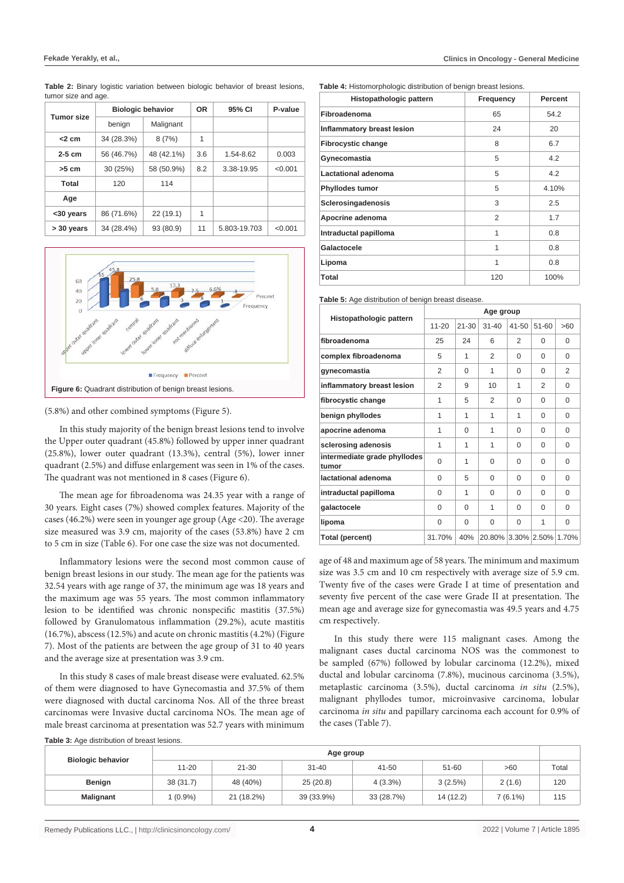**Table 2:** Binary logistic variation between biologic behavior of breast lesions, tumor size and age.

| Tumor size | Biologic behavior | | OR | 95% CI | P-value |
|---|---|---|---|---|---|
| | benign | Malignant | | | |
| <2 cm | 34 (28.3%) | 8 (7%) | 1 | | |
| 2-5 cm | 56 (46.7%) | 48 (42.1%) | 3.6 | 1.54-8.62 | 0.003 |
| >5 cm | 30 (25%) | 58 (50.9%) | 8.2 | 3.38-19.95 | <0.001 |
| Total | 120 | 114 | | | |
| Age | | | | | |
| <30 years | 86 (71.6%) | 22 (19.1) | 1 | | |
| > 30 years | 34 (28.4%) | 93 (80.9) | 11 | 5.803-19.703 | <0.001 |

**Figure 6:** Quadrant distribution of benign breast lesions.

(5.8%) and other combined symptoms (Figure 5).

In this study majority of the benign breast lesions tend to involve the Upper outer quadrant (45.8%) followed by upper inner quadrant (25.8%), lower outer quadrant (13.3%), central (5%), lower inner quadrant (2.5%) and diffuse enlargement was seen in 1% of the cases. The quadrant was not mentioned in 8 cases (Figure 6).

The mean age for fibroadenoma was 24.35 year with a range of 30 years. Eight cases (7%) showed complex features. Majority of the cases (46.2%) were seen in younger age group (Age <20). The average size measured was 3.9 cm, majority of the cases (53.8%) have 2 cm to 5 cm in size (Table 6). For one case the size was not documented.

Inflammatory lesions were the second most common cause of benign breast lesions in our study. The mean age for the patients was 32.54 years with age range of 37, the minimum age was 18 years and the maximum age was 55 years. The most common inflammatory lesion to be identified was chronic nonspecific mastitis (37.5%) followed by Granulomatous inflammation (29.2%), acute mastitis (16.7%), abscess (12.5%) and acute on chronic mastitis (4.2%) (Figure 7). Most of the patients are between the age group of 31 to 40 years and the average size at presentation was 3.9 cm.

In this study 8 cases of male breast disease were evaluated. 62.5% of them were diagnosed to have Gynecomastia and 37.5% of them were diagnosed with ductal carcinoma Nos. All of the three breast carcinomas were Invasive ductal carcinoma NOs. The mean age of male breast carcinoma at presentation was 52.7 years with minimum age of 48 and maximum age of 58 years. The minimum and maximum size was 3.5 cm and 10 cm respectively with average size of 5.9 cm. Twenty five of the cases were Grade I at time of presentation and seventy five percent of the case were Grade II at presentation. The mean age and average size for gynecomastia was 49.5 years and 4.75 cm respectively.

In this study there were 115 malignant cases. Among the malignant cases ductal carcinoma NOS was the commonest to be sampled (67%) followed by lobular carcinoma (12.2%), mixed ductal and lobular carcinoma (7.8%), mucinous carcinoma (3.5%), metaplastic carcinoma (3.5%), ductal carcinoma *in situ* (2.5%), malignant phyllodes tumor, microinvasive carcinoma, lobular carcinoma *in situ* and papillary carcinoma each account for 0.9% of the cases (Table 7).

**Table 4:** Histomorphologic distribution of benign breast lesions.

| Histopathologic pattern | Frequency | Percent |
|---|---|---|
| Fibroadenoma | 65 | 54.2 |
| Inflammatory breast lesion | 24 | 20 |
| Fibrocystic change | 8 | 6.7 |
| Gynecomastia | 5 | 4.2 |
| Lactational adenoma | 5 | 4.2 |
| Phyllodes tumor | 5 | 4.10% |
| Sclerosingadenosis | 3 | 2.5 |
| Apocrine adenoma | 2 | 1.7 |
| Intraductal papilloma | 1 | 0.8 |
| Galactocele | 1 | 0.8 |
| Lipoma | 1 | 0.8 |
| Total | 120 | 100% |

**Table 5:** Age distribution of benign breast disease.

| Histopathologic pattern | Age group | | | | | |
|---|---|---|---|---|---|---|
| | 11-20 | 21-30 | 31-40 | 41-50 | 51-60 | >60 |
| fibroadenoma | 25 | 24 | 6 | 2 | 0 | 0 |
| complex fibroadenoma | 5 | 1 | 2 | 0 | 0 | 0 |
| gynecomastia | 2 | 0 | 1 | 0 | 0 | 2 |
| inflammatory breast lesion | 2 | 9 | 10 | 1 | 2 | 0 |
| fibrocystic change | 1 | 5 | 2 | 0 | 0 | 0 |
| benign phyllodes | 1 | 1 | 1 | 1 | 0 | 0 |
| apocrine adenoma | 1 | 0 | 1 | 0 | 0 | 0 |
| sclerosing adenosis | 1 | 1 | 1 | 0 | 0 | 0 |
| intermediate grade phyllodes tumor | 0 | 1 | 0 | 0 | 0 | 0 |
| lactational adenoma | 0 | 5 | 0 | 0 | 0 | 0 |
| intraductal papilloma | 0 | 1 | 0 | 0 | 0 | 0 |
| galactocele | 0 | 0 | 1 | 0 | 0 | 0 |
| lipoma | 0 | 0 | 0 | 0 | 1 | 0 |
| Total (percent) | 31.70% | 40% | 20.80% | 3.30% | 2.50% | 1.70% |

**Table 3:** Age distribution of breast lesions.

| Biologic behavior | Age group | | | | | | |
|---|---|---|---|---|---|---|---|
| | 11-20 | 21-30 | 31-40 | 41-50 | 51-60 | >60 | Total |
| Benign | 38 (31.7) | 48 (40%) | 25 (20.8) | 4 (3.3%) | 3 (2.5%) | 2 (1.6) | 120 |
| Malignant | 1 (0.9%) | 21 (18.2%) | 39 (33.9%) | 33 (28.7%) | 14 (12.2) | 7 (6.1%) | 115 |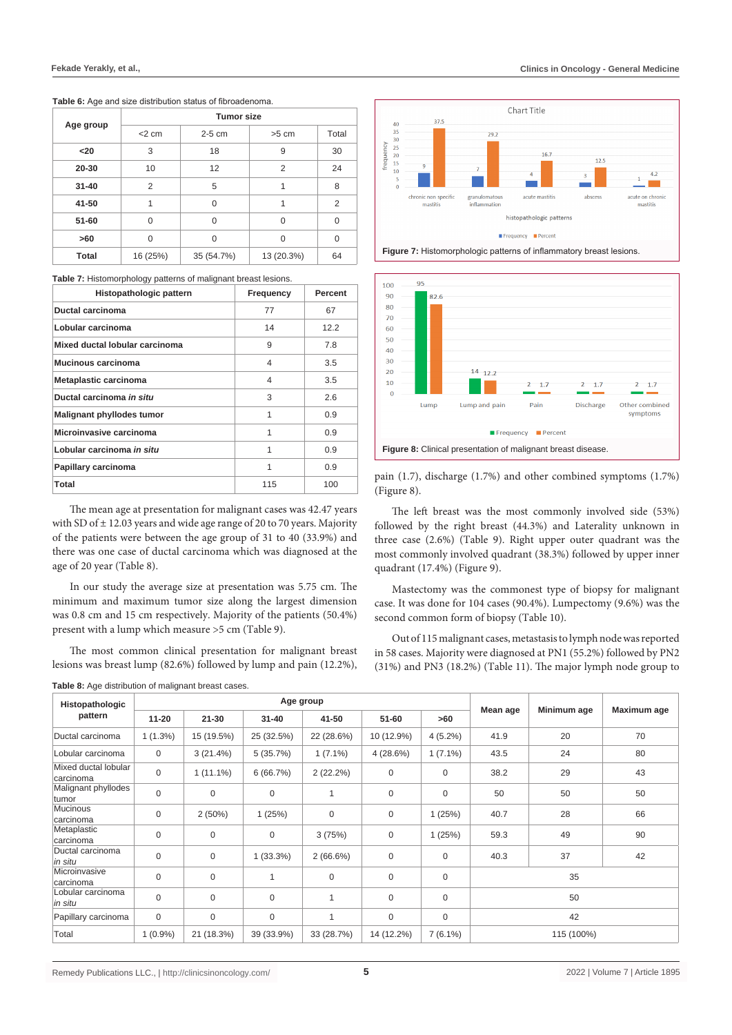**Table 6:** Age and size distribution status of fibroadenoma.

| Age group | Tumor size | | | |
|---|---|---|---|---|
| | <2 cm | 2-5 cm | >5 cm | Total |
| <20 | 3 | 18 | 9 | 30 |
| 20-30 | 10 | 12 | 2 | 24 |
| 31-40 | 2 | 5 | 1 | 8 |
| 41-50 | 1 | 0 | 1 | 2 |
| 51-60 | 0 | 0 | 0 | 0 |
| >60 | 0 | 0 | 0 | 0 |
| Total | 16 (25%) | 35 (54.7%) | 13 (20.3%) | 64 |

**Table 7:** Histomorphology patterns of malignant breast lesions.

| Histopathologic pattern | Frequency | Percent |
|---|---|---|
| **Ductal carcinoma** | 77 | 67 |
| **Lobular carcinoma** | 14 | 12.2 |
| **Mixed ductal lobular carcinoma** | 9 | 7.8 |
| **Mucinous carcinoma** | 4 | 3.5 |
| **Metaplastic carcinoma** | 4 | 3.5 |
| **Ductal carcinoma *in situ*** | 3 | 2.6 |
| **Malignant phyllodes tumor** | 1 | 0.9 |
| **Microinvasive carcinoma** | 1 | 0.9 |
| **Lobular carcinoma *in situ*** | 1 | 0.9 |
| **Papillary carcinoma** | 1 | 0.9 |
| **Total** | 115 | 100 |

The mean age at presentation for malignant cases was 42.47 years with SD of ± 12.03 years and wide age range of 20 to 70 years. Majority of the patients were between the age group of 31 to 40 (33.9%) and there was one case of ductal carcinoma which was diagnosed at the age of 20 year (Table 8).

In our study the average size at presentation was 5.75 cm. The minimum and maximum tumor size along the largest dimension was 0.8 cm and 15 cm respectively. Majority of the patients (50.4%) present with a lump which measure >5 cm (Table 9).

The most common clinical presentation for malignant breast lesions was breast lump (82.6%) followed by lump and pain (12.2%), pain (1.7), discharge (1.7%) and other combined symptoms (1.7%) (Figure 8).

**Figure 7:** Histomorphologic patterns of inflammatory breast lesions.

**Figure 8:** Clinical presentation of malignant breast disease.

The left breast was the most commonly involved side (53%) followed by the right breast (44.3%) and Laterality unknown in three case (2.6%) (Table 9). Right upper outer quadrant was the most commonly involved quadrant (38.3%) followed by upper inner quadrant (17.4%) (Figure 9).

Mastectomy was the commonest type of biopsy for malignant case. It was done for 104 cases (90.4%). Lumpectomy (9.6%) was the second common form of biopsy (Table 10).

Out of 115 malignant cases, metastasis to lymph node was reported in 58 cases. Majority were diagnosed at PN1 (55.2%) followed by PN2 (31%) and PN3 (18.2%) (Table 11). The major lymph node group to

**Table 8:** Age distribution of malignant breast cases.

| Histopathologic pattern | Age group | | | | | | Mean age | Minimum age | Maximum age |
|---|---|---|---|---|---|---|---|---|---|
| | 11-20 | 21-30 | 31-40 | 41-50 | 51-60 | >60 | | | |
| Ductal carcinoma | 1 (1.3%) | 15 (19.5%) | 25 (32.5%) | 22 (28.6%) | 10 (12.9%) | 4 (5.2%) | 41.9 | 20 | 70 |
| Lobular carcinoma | 0 | 3 (21.4%) | 5 (35.7%) | 1 (7.1%) | 4 (28.6%) | 1 (7.1%) | 43.5 | 24 | 80 |
| Mixed ductal lobular carcinoma | 0 | 1 (11.1%) | 6 (66.7%) | 2 (22.2%) | 0 | 0 | 38.2 | 29 | 43 |
| Malignant phyllodes tumor | 0 | 0 | 0 | 1 | 0 | 0 | 50 | 50 | 50 |
| Mucinous carcinoma | 0 | 2 (50%) | 1 (25%) | 0 | 0 | 1 (25%) | 40.7 | 28 | 66 |
| Metaplastic carcinoma | 0 | 0 | 0 | 3 (75%) | 0 | 1 (25%) | 59.3 | 49 | 90 |
| Ductal carcinoma *in situ* | 0 | 0 | 1 (33.3%) | 2 (66.6%) | 0 | 0 | 40.3 | 37 | 42 |
| Microinvasive carcinoma | 0 | 0 | 1 | 0 | 0 | 0 | 35 | | |
| Lobular carcinoma *in situ* | 0 | 0 | 0 | 1 | 0 | 0 | 50 | | |
| Papillary carcinoma | 0 | 0 | 0 | 1 | 0 | 0 | 42 | | |
| Total | 1 (0.9%) | 21 (18.3%) | 39 (33.9%) | 33 (28.7%) | 14 (12.2%) | 7 (6.1%) | 115 (100%) | | |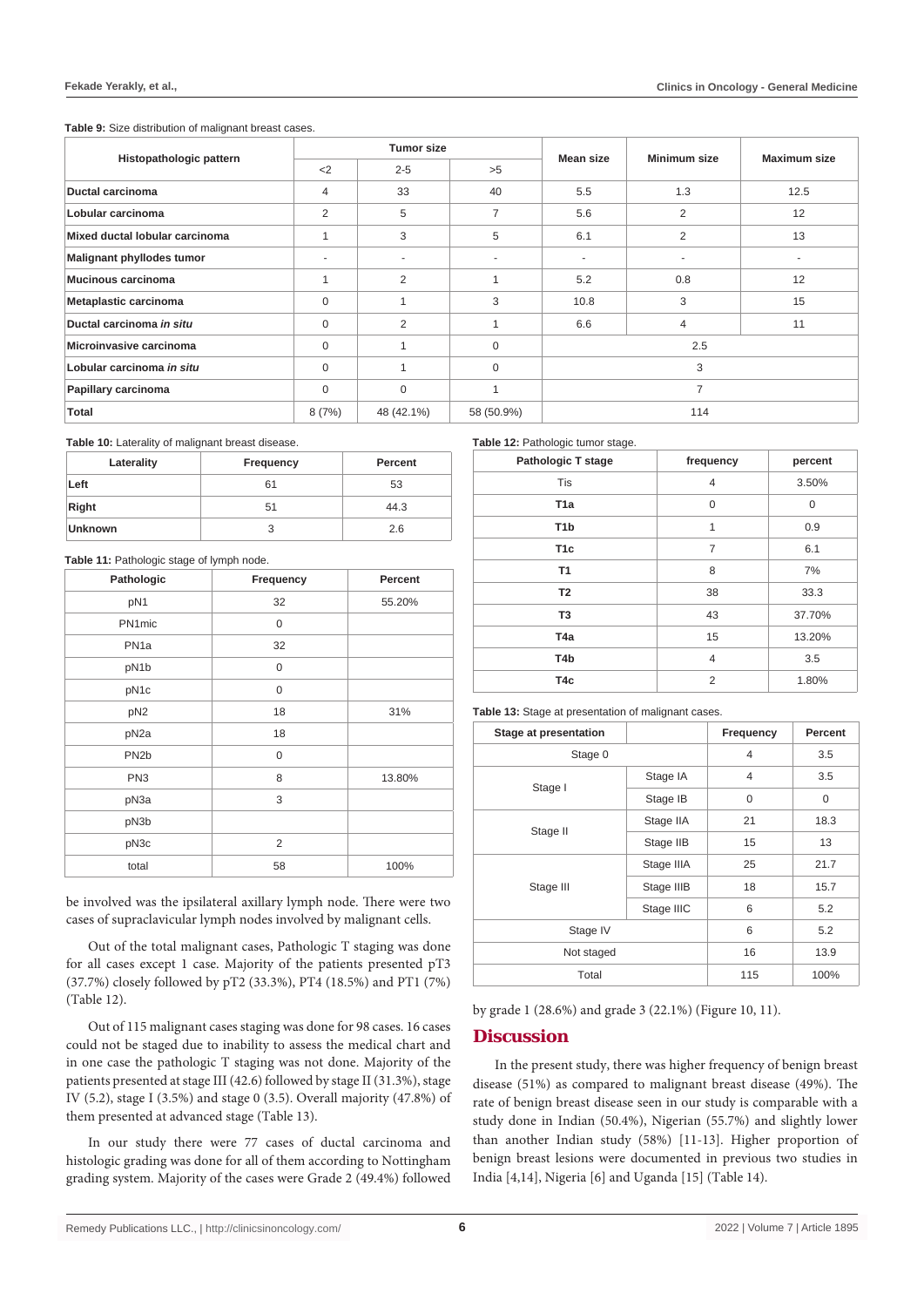**Table 9:** Size distribution of malignant breast cases.

| Histopathologic pattern | Tumor size | | | Mean size | Minimum size | Maximum size |
|---|---|---|---|---|---|---|
| | <2 | 2-5 | >5 | | | |
| **Ductal carcinoma** | 4 | 33 | 40 | 5.5 | 1.3 | 12.5 |
| **Lobular carcinoma** | 2 | 5 | 7 | 5.6 | 2 | 12 |
| **Mixed ductal lobular carcinoma** | 1 | 3 | 5 | 6.1 | 2 | 13 |
| **Malignant phyllodes tumor** | - | - | - | - | - | - |
| **Mucinous carcinoma** | 1 | 2 | 1 | 5.2 | 0.8 | 12 |
| **Metaplastic carcinoma** | 0 | 1 | 3 | 10.8 | 3 | 15 |
| **Ductal carcinoma *in situ*** | 0 | 2 | 1 | 6.6 | 4 | 11 |
| **Microinvasive carcinoma** | 0 | 1 | 0 | 2.5 | | |
| **Lobular carcinoma *in situ*** | 0 | 1 | 0 | 3 | | |
| **Papillary carcinoma** | 0 | 0 | 1 | 7 | | |
| **Total** | 8 (7%) | 48 (42.1%) | 58 (50.9%) | 114 | | |

**Table 10:** Laterality of malignant breast disease.

| Laterality | Frequency | Percent |
|---|---|---|
| **Left** | 61 | 53 |
| **Right** | 51 | 44.3 |
| **Unknown** | 3 | 2.6 |

**Table 11:** Pathologic stage of lymph node.

| Pathologic | Frequency | Percent |
|---|---|---|
| pN1 | 32 | 55.20% |
| PN1mic | 0 | |
| PN1a | 32 | |
| pN1b | 0 | |
| pN1c | 0 | |
| pN2 | 18 | 31% |
| pN2a | 18 | |
| PN2b | 0 | |
| PN3 | 8 | 13.80% |
| pN3a | 3 | |
| pN3b | | |
| pN3c | 2 | |
| total | 58 | 100% |

be involved was the ipsilateral axillary lymph node. There were two cases of supraclavicular lymph nodes involved by malignant cells.

Out of the total malignant cases, Pathologic T staging was done for all cases except 1 case. Majority of the patients presented pT3 (37.7%) closely followed by pT2 (33.3%), PT4 (18.5%) and PT1 (7%) (Table 12).

Out of 115 malignant cases staging was done for 98 cases. 16 cases could not be staged due to inability to assess the medical chart and in one case the pathologic T staging was not done. Majority of the patients presented at stage III (42.6) followed by stage II (31.3%), stage IV (5.2), stage I (3.5%) and stage 0 (3.5). Overall majority (47.8%) of them presented at advanced stage (Table 13).

In our study there were 77 cases of ductal carcinoma and histologic grading was done for all of them according to Nottingham grading system. Majority of the cases were Grade 2 (49.4%) followed by grade 1 (28.6%) and grade 3 (22.1%) (Figure 10, 11).

**Table 12:** Pathologic tumor stage.

| Pathologic T stage | frequency | percent |
|---|---|---|
| Tis | 4 | 3.50% |
| **T1a** | 0 | 0 |
| **T1b** | 1 | 0.9 |
| **T1c** | 7 | 6.1 |
| **T1** | 8 | 7% |
| **T2** | 38 | 33.3 |
| **T3** | 43 | 37.70% |
| **T4a** | 15 | 13.20% |
| **T4b** | 4 | 3.5 |
| **T4c** | 2 | 1.80% |

**Table 13:** Stage at presentation of malignant cases.

| Stage at presentation | | Frequency | Percent |
|---|---|---|---|
| Stage 0 | | 4 | 3.5 |
| Stage I | Stage IA | 4 | 3.5 |
| | Stage IB | 0 | 0 |
| Stage II | Stage IIA | 21 | 18.3 |
| | Stage IIB | 15 | 13 |
| Stage III | Stage IIIA | 25 | 21.7 |
| | Stage IIIB | 18 | 15.7 |
| | Stage IIIC | 6 | 5.2 |
| Stage IV | | 6 | 5.2 |
| Not staged | | 16 | 13.9 |
| Total | | 115 | 100% |

## Discussion

In the present study, there was higher frequency of benign breast disease (51%) as compared to malignant breast disease (49%). The rate of benign breast disease seen in our study is comparable with a study done in Indian (50.4%), Nigerian (55.7%) and slightly lower than another Indian study (58%) [11-13]. Higher proportion of benign breast lesions were documented in previous two studies in India [4,14], Nigeria [6] and Uganda [15] (Table 14).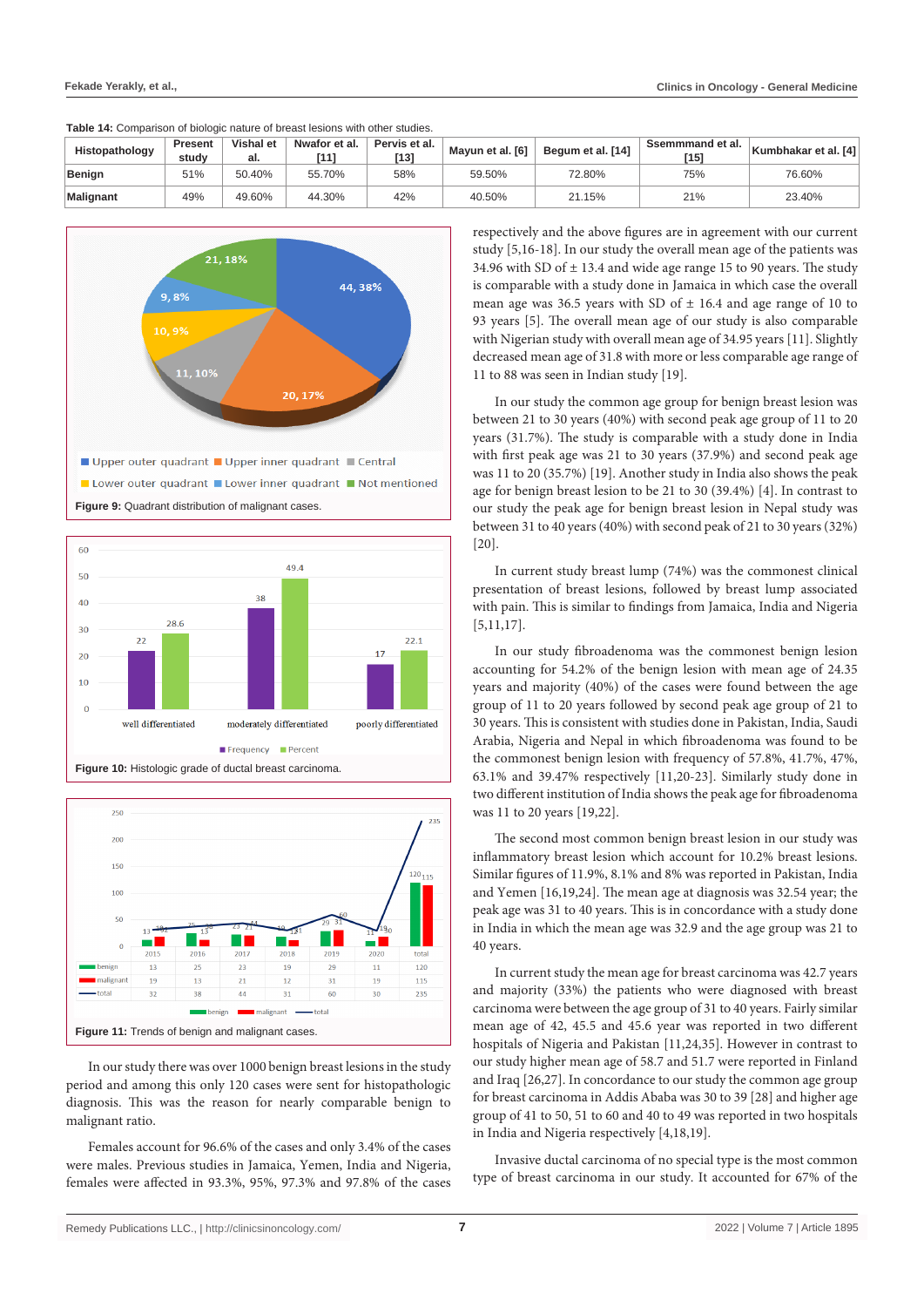**Table 14:** Comparison of biologic nature of breast lesions with other studies.

| Histopathology | Present study | Vishal et al. | Nwafor et al. [11] | Pervis et al. [13] | Mayun et al. [6] | Begum et al. [14] | Ssemmmand et al. [15] | Kumbhakar et al. [4] |
|---|---|---|---|---|---|---|---|---|
| **Benign** | 51% | 50.40% | 55.70% | 58% | 59.50% | 72.80% | 75% | 76.60% |
| **Malignant** | 49% | 49.60% | 44.30% | 42% | 40.50% | 21.15% | 21% | 23.40% |

**Figure 9:** Quadrant distribution of malignant cases.

**Figure 10:** Histologic grade of ductal breast carcinoma.

**Figure 11:** Trends of benign and malignant cases.

In our study there was over 1000 benign breast lesions in the study period and among this only 120 cases were sent for histopathologic diagnosis. This was the reason for nearly comparable benign to malignant ratio.

Females account for 96.6% of the cases and only 3.4% of the cases were males. Previous studies in Jamaica, Yemen, India and Nigeria, females were affected in 93.3%, 95%, 97.3% and 97.8% of the cases respectively and the above figures are in agreement with our current study [5,16-18]. In our study the overall mean age of the patients was 34.96 with SD of ± 13.4 and wide age range 15 to 90 years. The study is comparable with a study done in Jamaica in which case the overall mean age was 36.5 years with SD of ± 16.4 and age range of 10 to 93 years [5]. The overall mean age of our study is also comparable with Nigerian study with overall mean age of 34.95 years [11]. Slightly decreased mean age of 31.8 with more or less comparable age range of 11 to 88 was seen in Indian study [19].

In our study the common age group for benign breast lesion was between 21 to 30 years (40%) with second peak age group of 11 to 20 years (31.7%). The study is comparable with a study done in India with first peak age was 21 to 30 years (37.9%) and second peak age was 11 to 20 (35.7%) [19]. Another study in India also shows the peak age for benign breast lesion to be 21 to 30 (39.4%) [4]. In contrast to our study the peak age for benign breast lesion in Nepal study was between 31 to 40 years (40%) with second peak of 21 to 30 years (32%) [20].

In current study breast lump (74%) was the commonest clinical presentation of breast lesions, followed by breast lump associated with pain. This is similar to findings from Jamaica, India and Nigeria [5,11,17].

In our study fibroadenoma was the commonest benign lesion accounting for 54.2% of the benign lesion with mean age of 24.35 years and majority (40%) of the cases were found between the age group of 11 to 20 years followed by second peak age group of 21 to 30 years. This is consistent with studies done in Pakistan, India, Saudi Arabia, Nigeria and Nepal in which fibroadenoma was found to be the commonest benign lesion with frequency of 57.8%, 41.7%, 47%, 63.1% and 39.47% respectively [11,20-23]. Similarly study done in two different institution of India shows the peak age for fibroadenoma was 11 to 20 years [19,22].

The second most common benign breast lesion in our study was inflammatory breast lesion which accounted for 10.2% breast lesions. Similar figures of 11.9%, 8.1% and 8% was reported in Pakistan, India and Yemen [16,19,24]. The mean age at diagnosis was 32.54 year; the peak age was 31 to 40 years. This is in concordance with a study done in India in which the mean age was 32.9 and the age group was 21 to 40 years.

In current study the mean age for breast carcinoma was 42.7 years and majority (33%) the patients who were diagnosed with breast carcinoma were between the age group of 31 to 40 years. Fairly similar mean age of 42, 45.5 and 45.6 year was reported in two different hospitals of Nigeria and Pakistan [11,24,35]. However in contrast to our study higher mean age of 58.7 and 51.7 were reported in Finland and Iraq [26,27]. In concordance to our study the common age group for breast carcinoma in Addis Ababa was 30 to 39 [28] and higher age group of 41 to 50, 51 to 60 and 40 to 49 was reported in two hospitals in India and Nigeria respectively [4,18,19].

Invasive ductal carcinoma of no special type is the most common type of breast carcinoma in our study. It accounted for 67% of the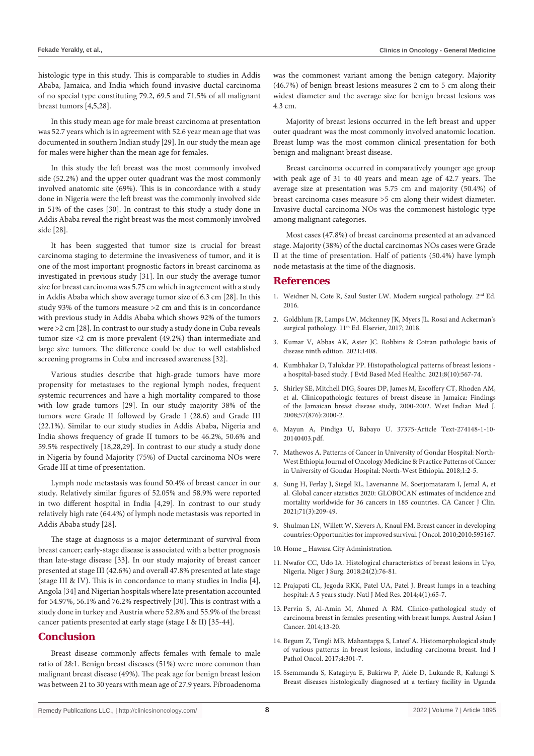histologic type in this study. This is comparable to studies in Addis Ababa, Jamaica, and India which found invasive ductal carcinoma of no special type constituting 79.2, 69.5 and 71.5% of all malignant breast tumors [4,5,28].

In this study mean age for male breast carcinoma at presentation was 52.7 years which is in agreement with 52.6 year mean age that was documented in southern Indian study [29]. In our study the mean age for males were higher than the mean age for females.

In this study the left breast was the most commonly involved side (52.2%) and the upper outer quadrant was the most commonly involved anatomic site (69%). This is in concordance with a study done in Nigeria were the left breast was the commonly involved side in 51% of the cases [30]. In contrast to this study a study done in Addis Ababa reveal the right breast was the most commonly involved side [28].

It has been suggested that tumor size is crucial for breast carcinoma staging to determine the invasiveness of tumor, and it is one of the most important prognostic factors in breast carcinoma as investigated in previous study [31]. In our study the average tumor size for breast carcinoma was 5.75 cm which in agreement with a study in Addis Ababa which show average tumor size of 6.3 cm [28]. In this study 93% of the tumors measure >2 cm and this is in concordance with previous study in Addis Ababa which shows 92% of the tumors were >2 cm [28]. In contrast to our study a study done in Cuba reveals tumor size <2 cm is more prevalent (49.2%) than intermediate and large size tumors. The difference could be due to well established screening programs in Cuba and increased awareness [32].

Various studies describe that high-grade tumors have more propensity for metastases to the regional lymph nodes, frequent systemic recurrences and have a high mortality compared to those with low grade tumors [29]. In our study majority 38% of the tumors were Grade II followed by Grade I (28.6) and Grade III (22.1%). Similar to our study studies in Addis Ababa, Nigeria and India shows frequency of grade II tumors to be 46.2%, 50.6% and 59.5% respectively [18,28,29]. In contrast to our study a study done in Nigeria by found Majority (75%) of Ductal carcinoma NOs were Grade III at time of presentation.

Lymph node metastasis was found 50.4% of breast cancer in our study. Relatively similar figures of 52.05% and 58.9% were reported in two different hospital in India [4,29]. In contrast to our study relatively high rate (64.4%) of lymph node metastasis was reported in Addis Ababa study [28].

The stage at diagnosis is a major determinant of survival from breast cancer; early-stage disease is associated with a better prognosis than late-stage disease [33]. In our study majority of breast cancer presented at stage III (42.6%) and overall 47.8% presented at late stage (stage III & IV). This is in concordance to many studies in India [4], Angola [34] and Nigerian hospitals where late presentation accounted for 54.97%, 56.1% and 76.2% respectively [30]. This is contrast with a study done in turkey and Austria where 52.8% and 55.9% of the breast cancer patients presented at early stage (stage I & II) [35-44].

## Conclusion

Breast disease commonly affects females with female to male ratio of 28:1. Benign breast diseases (51%) were more common than malignant breast disease (49%). The peak age for benign breast lesion was between 21 to 30 years with mean age of 27.9 years. Fibroadenoma was the commonest variant among the benign category. Majority (46.7%) of benign breast lesions measures 2 cm to 5 cm along their widest diameter and the average size for benign breast lesions was 4.3 cm.

Majority of breast lesions occurred in the left breast and upper outer quadrant was the most commonly involved anatomic location. Breast lump was the most common clinical presentation for both benign and malignant breast disease.

Breast carcinoma occurred in comparatively younger age group with peak age of 31 to 40 years and mean age of 42.7 years. The average size at presentation was 5.75 cm and majority (50.4%) of breast carcinoma cases measure >5 cm along their widest diameter. Invasive ductal carcinoma NOs was the commonest histologic type among malignant categories.

Most cases (47.8%) of breast carcinoma presented at an advanced stage. Majority (38%) of the ductal carcinomas NOs cases were Grade II at the time of presentation. Half of patients (50.4%) have lymph node metastasis at the time of the diagnosis.

## References

1. Weidner N, Cote R, Saul Suster LW. Modern surgical pathology. 2nd Ed. 2016.
2. Goldblum JR, Lamps LW, Mckenney JK, Myers JL. Rosai and Ackerman's surgical pathology. 11th Ed. Elsevier, 2017; 2018.
3. Kumar V, Abbas AK, Aster JC. Robbins & Cotran pathologic basis of disease ninth edition. 2021;1408.
4. Kumbhakar D, Talukdar PP. Histopathological patterns of breast lesions - a hospital-based study. J Evid Based Med Healthc. 2021;8(10):567-74.
5. Shirley SE, Mitchell DIG, Soares DP, James M, Escoffery CT, Rhoden AM, et al. Clinicopathologic features of breast disease in Jamaica: Findings of the Jamaican breast disease study, 2000-2002. West Indian Med J. 2008;57(876):2000-2.
6. Mayun A, Pindiga U, Babayo U. 37375-Article Text-274148-1-10-20140403.pdf.
7. Mathewos A. Patterns of Cancer in University of Gondar Hospital: North-West Ethiopia Journal of Oncology Medicine & Practice Patterns of Cancer in University of Gondar Hospital: North-West Ethiopia. 2018;1:2-5.
8. Sung H, Ferlay J, Siegel RL, Laversanne M, Soerjomataram I, Jemal A, et al. Global cancer statistics 2020: GLOBOCAN estimates of incidence and mortality worldwide for 36 cancers in 185 countries. CA Cancer J Clin. 2021;71(3):209-49.
9. Shulman LN, Willett W, Sievers A, Knaul FM. Breast cancer in developing countries: Opportunities for improved survival. J Oncol. 2010;2010:595167.
10. Home _ Hawasa City Administration.
11. Nwafor CC, Udo IA. Histological characteristics of breast lesions in Uyo, Nigeria. Niger J Surg. 2018;24(2):76-81.
12. Prajapati CL, Jegoda RKK, Patel UA, Patel J. Breast lumps in a teaching hospital: A 5 years study. Natl J Med Res. 2014;4(1):65-7.
13. Pervin S, Al-Amin M, Ahmed A RM. Clinico-pathological study of carcinoma breast in females presenting with breast lumps. Austral Asian J Cancer. 2014;13-20.
14. Begum Z, Tengli MB, Mahantappa S, Lateef A. Histomorphological study of various patterns in breast lesions, including carcinoma breast. Ind J Pathol Oncol. 2017;4:301-7.
15. Ssemmanda S, Katagirya E, Bukirwa P, Alele D, Lukande R, Kalungi S. Breast diseases histologically diagnosed at a tertiary facility in Uganda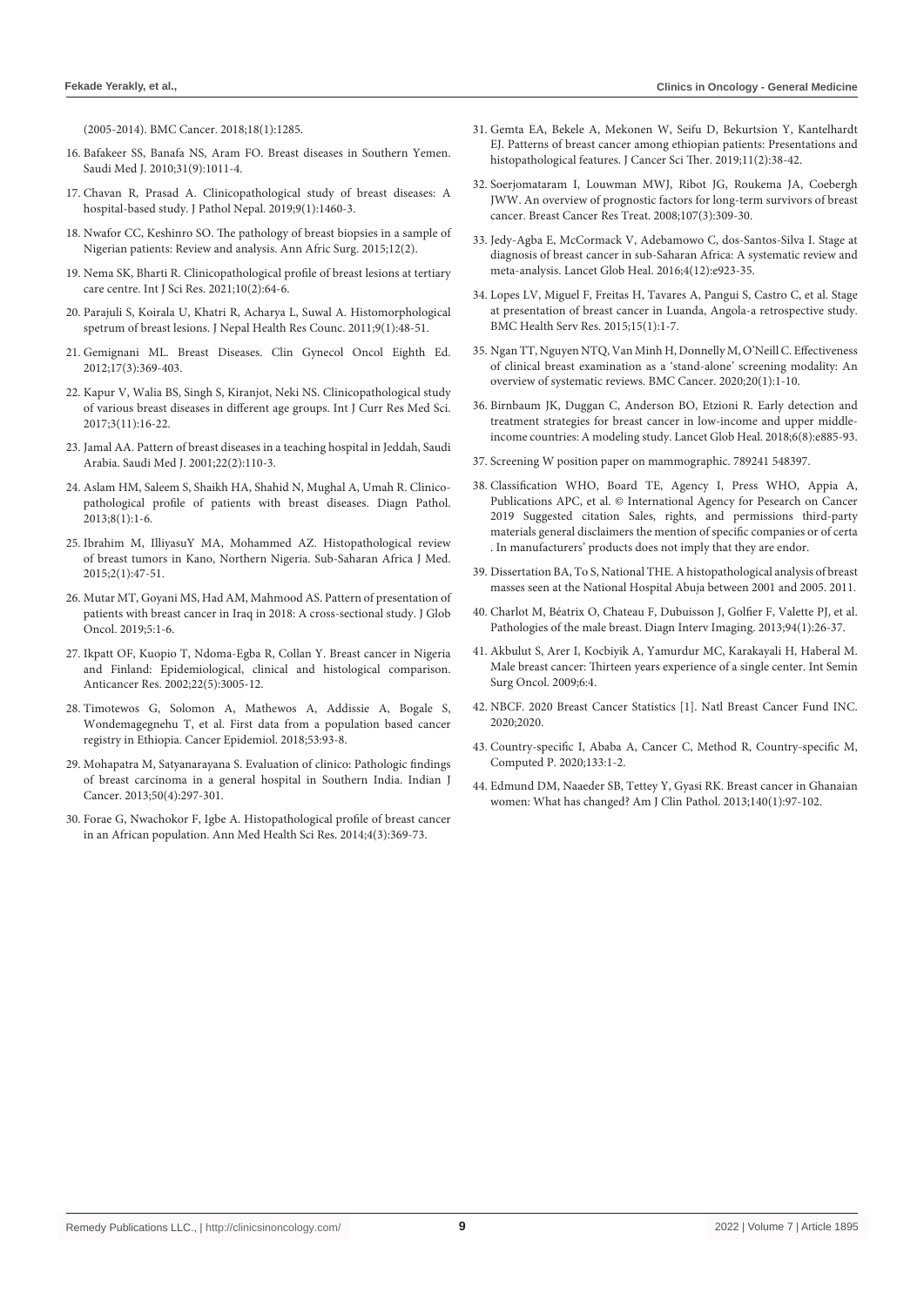(2005-2014). BMC Cancer. 2018;18(1):1285.

16. Bafakeer SS, Banafa NS, Aram FO. Breast diseases in Southern Yemen. Saudi Med J. 2010;31(9):1011-4.

17. Chavan R, Prasad A. Clinicopathological study of breast diseases: A hospital-based study. J Pathol Nepal. 2019;9(1):1460-3.

18. Nwafor CC, Keshinro SO. The pathology of breast biopsies in a sample of Nigerian patients: Review and analysis. Ann Afric Surg. 2015;12(2).

19. Nema SK, Bharti R. Clinicopathological profile of breast lesions at tertiary care centre. Int J Sci Res. 2021;10(2):64-6.

20. Parajuli S, Koirala U, Khatri R, Acharya L, Suwal A. Histomorphological spetrum of breast lesions. J Nepal Health Res Counc. 2011;9(1):48-51.

21. Gemignani ML. Breast Diseases. Clin Gynecol Oncol Eighth Ed. 2012;17(3):369-403.

22. Kapur V, Walia BS, Singh S, Kiranjot, Neki NS. Clinicopathological study of various breast diseases in different age groups. Int J Curr Res Med Sci. 2017;3(11):16-22.

23. Jamal AA. Pattern of breast diseases in a teaching hospital in Jeddah, Saudi Arabia. Saudi Med J. 2001;22(2):110-3.

24. Aslam HM, Saleem S, Shaikh HA, Shahid N, Mughal A, Umah R. Clinico-pathological profile of patients with breast diseases. Diagn Pathol. 2013;8(1):1-6.

25. Ibrahim M, IlliyasuY MA, Mohammed AZ. Histopathological review of breast tumors in Kano, Northern Nigeria. Sub-Saharan Africa J Med. 2015;2(1):47-51.

26. Mutar MT, Goyani MS, Had AM, Mahmood AS. Pattern of presentation of patients with breast cancer in Iraq in 2018: A cross-sectional study. J Glob Oncol. 2019;5:1-6.

27. Ikpatt OF, Kuopio T, Ndoma-Egba R, Collan Y. Breast cancer in Nigeria and Finland: Epidemiological, clinical and histological comparison. Anticancer Res. 2002;22(5):3005-12.

28. Timotewos G, Solomon A, Mathewos A, Addissie A, Bogale S, Wondemagegnehu T, et al. First data from a population based cancer registry in Ethiopia. Cancer Epidemiol. 2018;53:93-8.

29. Mohapatra M, Satyanarayana S. Evaluation of clinico: Pathologic findings of breast carcinoma in a general hospital in Southern India. Indian J Cancer. 2013;50(4):297-301.

30. Forae G, Nwachokor F, Igbe A. Histopathological profile of breast cancer in an African population. Ann Med Health Sci Res. 2014;4(3):369-73.

31. Gemta EA, Bekele A, Mekonen W, Seifu D, Bekurtsion Y, Kantelhardt EJ. Patterns of breast cancer among ethiopian patients: Presentations and histopathological features. J Cancer Sci Ther. 2019;11(2):38-42.

32. Soerjomataram I, Louwman MWJ, Ribot JG, Roukema JA, Coebergh JWW. An overview of prognostic factors for long-term survivors of breast cancer. Breast Cancer Res Treat. 2008;107(3):309-30.

33. Jedy-Agba E, McCormack V, Adebamowo C, dos-Santos-Silva I. Stage at diagnosis of breast cancer in sub-Saharan Africa: A systematic review and meta-analysis. Lancet Glob Heal. 2016;4(12):e923-35.

34. Lopes LV, Miguel F, Freitas H, Tavares A, Pangui S, Castro C, et al. Stage at presentation of breast cancer in Luanda, Angola-a retrospective study. BMC Health Serv Res. 2015;15(1):1-7.

35. Ngan TT, Nguyen NTQ, Van Minh H, Donnelly M, O'Neill C. Effectiveness of clinical breast examination as a 'stand-alone' screening modality: An overview of systematic reviews. BMC Cancer. 2020;20(1):1-10.

36. Birnbaum JK, Duggan C, Anderson BO, Etzioni R. Early detection and treatment strategies for breast cancer in low-income and upper middle-income countries: A modeling study. Lancet Glob Heal. 2018;6(8):e885-93.

37. Screening W position paper on mammographic. 789241 548397.

38. Classification WHO, Board TE, Agency I, Press WHO, Appia A, Publications APC, et al. © International Agency for Pesearch on Cancer 2019 Suggested citation Sales, rights, and permissions third-party materials general disclaimers the mention of specific companies or of certa . In manufacturers' products does not imply that they are endor.

39. Dissertation BA, To S, National THE. A histopathological analysis of breast masses seen at the National Hospital Abuja between 2001 and 2005. 2011.

40. Charlot M, Béatrix O, Chateau F, Dubuisson J, Golfier F, Valette PJ, et al. Pathologies of the male breast. Diagn Interv Imaging. 2013;94(1):26-37.

41. Akbulut S, Arer I, Kocbiyik A, Yamurdur MC, Karakayali H, Haberal M. Male breast cancer: Thirteen years experience of a single center. Int Semin Surg Oncol. 2009;6:4.

42. NBCF. 2020 Breast Cancer Statistics [1]. Natl Breast Cancer Fund INC. 2020;2020.

43. Country-specific I, Ababa A, Cancer C, Method R, Country-specific M, Computed P. 2020;133:1-2.

44. Edmund DM, Naaeder SB, Tettey Y, Gyasi RK. Breast cancer in Ghanaian women: What has changed? Am J Clin Pathol. 2013;140(1):97-102.